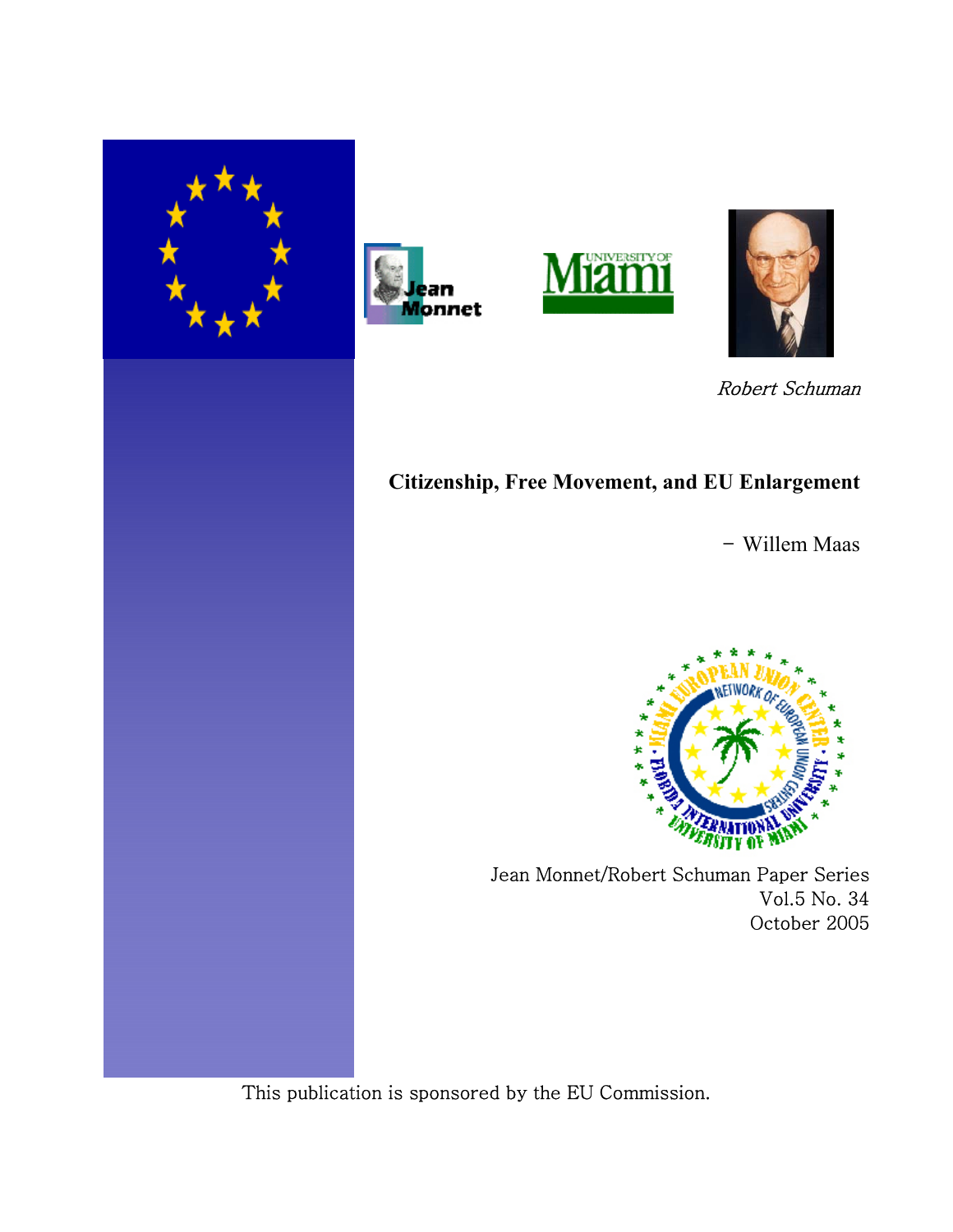*Robert Schuman*

**Citizenship, Free Movement, and EU Enlargement**

– Willem Maas

Jean Monnet/Robert Schuman Paper Series
Vol.5 No. 34
October 2005

This publication is sponsored by the EU Commission.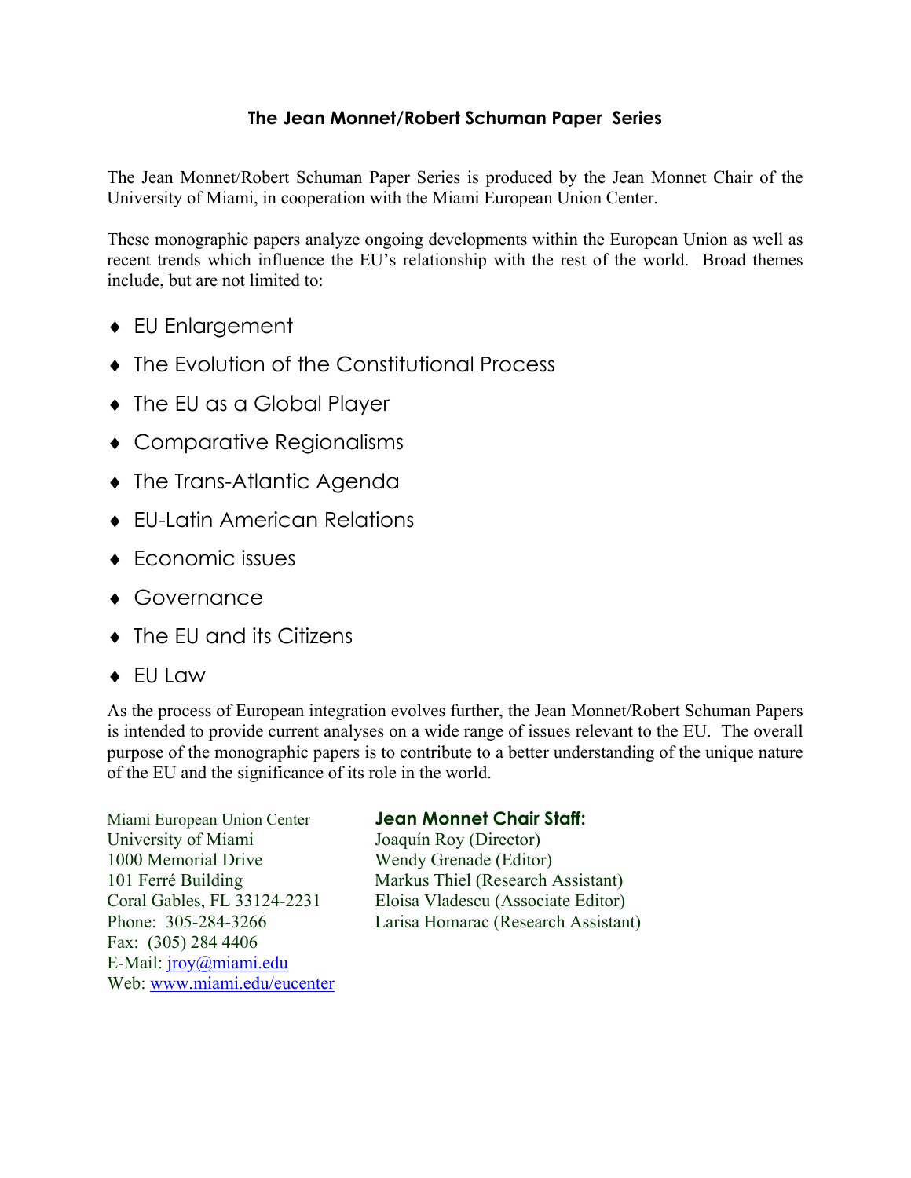## The Jean Monnet/Robert Schuman Paper Series

The Jean Monnet/Robert Schuman Paper Series is produced by the Jean Monnet Chair of the University of Miami, in cooperation with the Miami European Union Center.

These monographic papers analyze ongoing developments within the European Union as well as recent trends which influence the EU's relationship with the rest of the world. Broad themes include, but are not limited to:

- EU Enlargement
- The Evolution of the Constitutional Process
- The EU as a Global Player
- Comparative Regionalisms
- The Trans-Atlantic Agenda
- EU-Latin American Relations
- Economic issues
- Governance
- The EU and its Citizens
- EU Law

As the process of European integration evolves further, the Jean Monnet/Robert Schuman Papers is intended to provide current analyses on a wide range of issues relevant to the EU. The overall purpose of the monographic papers is to contribute to a better understanding of the unique nature of the EU and the significance of its role in the world.

Miami European Union Center
University of Miami
1000 Memorial Drive
101 Ferré Building
Coral Gables, FL 33124-2231
Phone: 305-284-3266
Fax: (305) 284 4406
E-Mail: jroy@miami.edu
Web: www.miami.edu/eucenter

**Jean Monnet Chair Staff:**
Joaquín Roy (Director)
Wendy Grenade (Editor)
Markus Thiel (Research Assistant)
Eloisa Vladescu (Associate Editor)
Larisa Homarac (Research Assistant)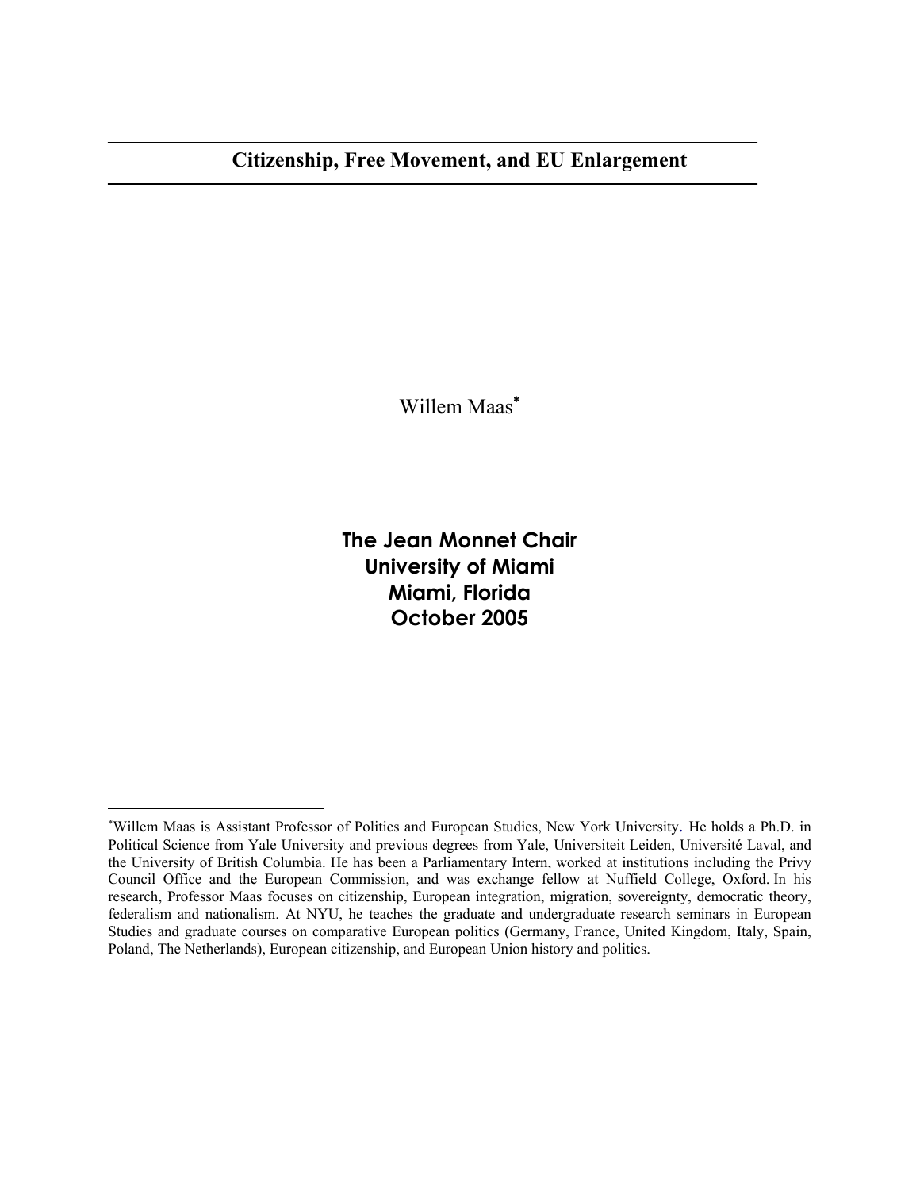# Citizenship, Free Movement, and EU Enlargement

Willem Maas[*]

**The Jean Monnet Chair**
**University of Miami**
**Miami, Florida**
**October 2005**

[*]Willem Maas is Assistant Professor of Politics and European Studies, New York University. He holds a Ph.D. in Political Science from Yale University and previous degrees from Yale, Universiteit Leiden, Université Laval, and the University of British Columbia. He has been a Parliamentary Intern, worked at institutions including the Privy Council Office and the European Commission, and was exchange fellow at Nuffield College, Oxford. In his research, Professor Maas focuses on citizenship, European integration, migration, sovereignty, democratic theory, federalism and nationalism. At NYU, he teaches the graduate and undergraduate research seminars in European Studies and graduate courses on comparative European politics (Germany, France, United Kingdom, Italy, Spain, Poland, The Netherlands), European citizenship, and European Union history and politics.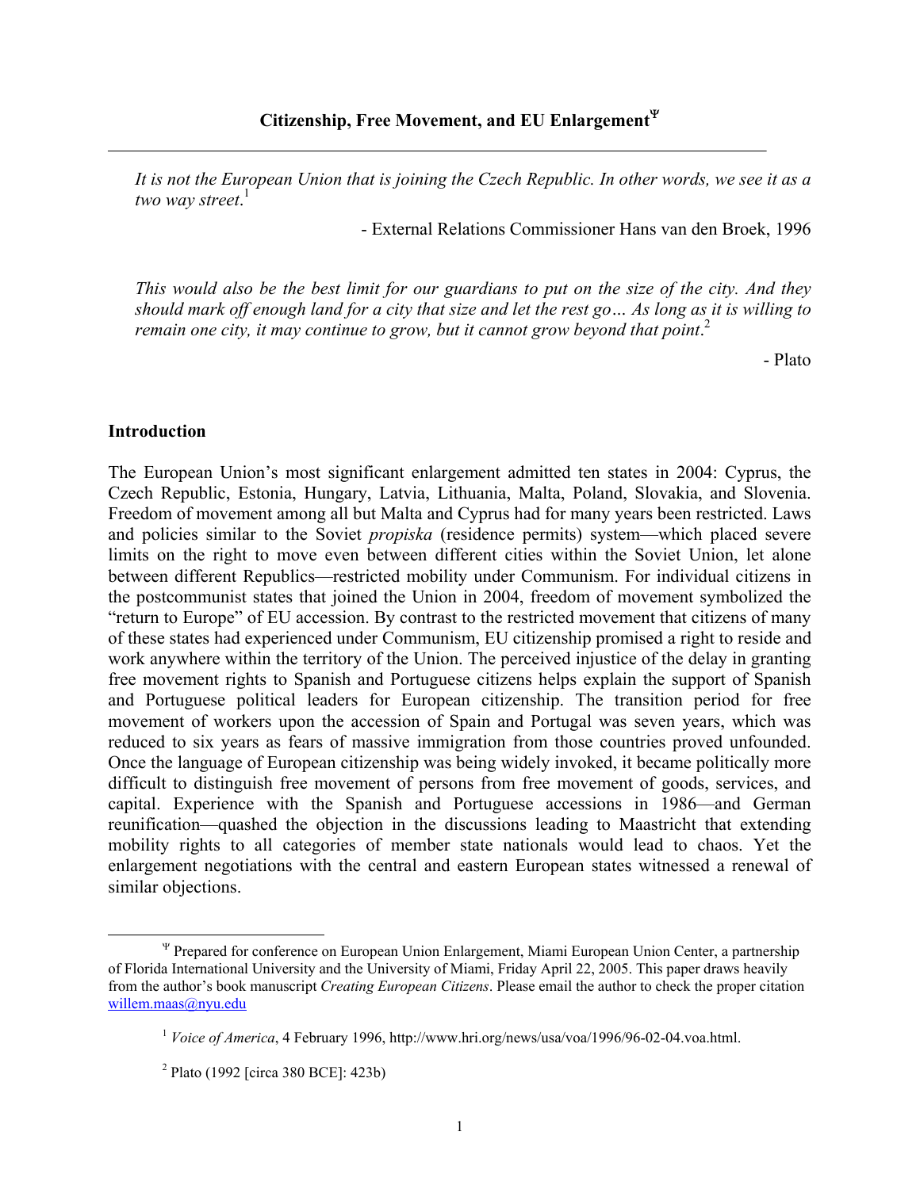## Citizenship, Free Movement, and EU Enlargement[Ψ]

---

*It is not the European Union that is joining the Czech Republic. In other words, we see it as a two way street.*[1]

- External Relations Commissioner Hans van den Broek, 1996

*This would also be the best limit for our guardians to put on the size of the city. And they should mark off enough land for a city that size and let the rest go… As long as it is willing to remain one city, it may continue to grow, but it cannot grow beyond that point.*[2]

- Plato

### Introduction

The European Union's most significant enlargement admitted ten states in 2004: Cyprus, the Czech Republic, Estonia, Hungary, Latvia, Lithuania, Malta, Poland, Slovakia, and Slovenia. Freedom of movement among all but Malta and Cyprus had for many years been restricted. Laws and policies similar to the Soviet *propiska* (residence permits) system—which placed severe limits on the right to move even between different cities within the Soviet Union, let alone between different Republics—restricted mobility under Communism. For individual citizens in the postcommunist states that joined the Union in 2004, freedom of movement symbolized the "return to Europe" of EU accession. By contrast to the restricted movement that citizens of many of these states had experienced under Communism, EU citizenship promised a right to reside and work anywhere within the territory of the Union. The perceived injustice of the delay in granting free movement rights to Spanish and Portuguese citizens helps explain the support of Spanish and Portuguese political leaders for European citizenship. The transition period for free movement of workers upon the accession of Spain and Portugal was seven years, which was reduced to six years as fears of massive immigration from those countries proved unfounded. Once the language of European citizenship was being widely invoked, it became politically more difficult to distinguish free movement of persons from free movement of goods, services, and capital. Experience with the Spanish and Portuguese accessions in 1986—and German reunification—quashed the objection in the discussions leading to Maastricht that extending mobility rights to all categories of member state nationals would lead to chaos. Yet the enlargement negotiations with the central and eastern European states witnessed a renewal of similar objections.

---

[Ψ] Prepared for conference on European Union Enlargement, Miami European Union Center, a partnership of Florida International University and the University of Miami, Friday April 22, 2005. This paper draws heavily from the author's book manuscript *Creating European Citizens*. Please email the author to check the proper citation willem.maas@nyu.edu

[1] *Voice of America*, 4 February 1996, http://www.hri.org/news/usa/voa/1996/96-02-04.voa.html.

[2] Plato (1992 [circa 380 BCE]: 423b)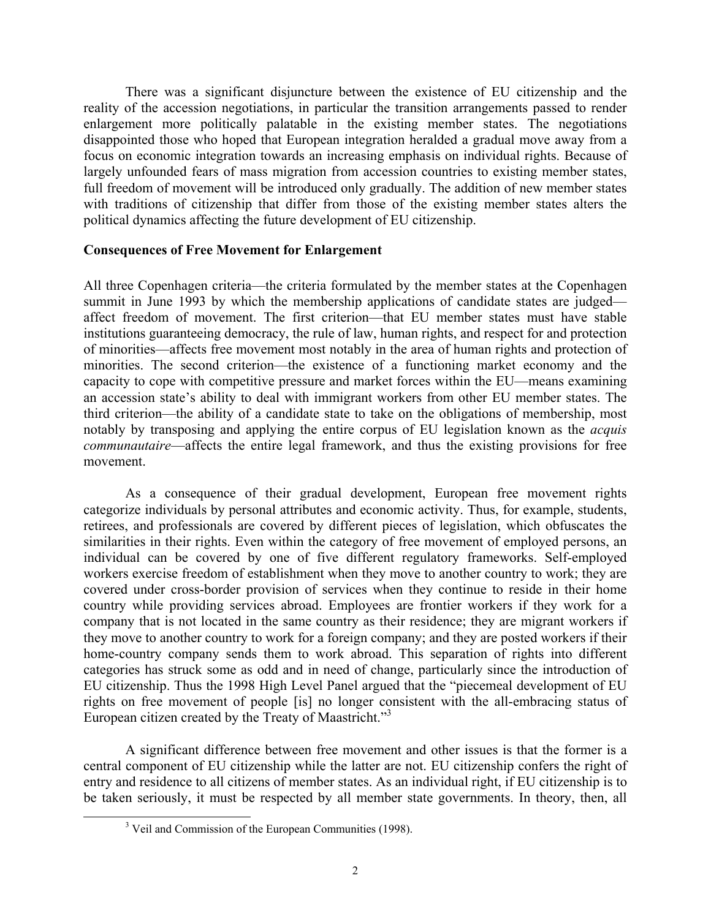There was a significant disjuncture between the existence of EU citizenship and the reality of the accession negotiations, in particular the transition arrangements passed to render enlargement more politically palatable in the existing member states. The negotiations disappointed those who hoped that European integration heralded a gradual move away from a focus on economic integration towards an increasing emphasis on individual rights. Because of largely unfounded fears of mass migration from accession countries to existing member states, full freedom of movement will be introduced only gradually. The addition of new member states with traditions of citizenship that differ from those of the existing member states alters the political dynamics affecting the future development of EU citizenship.

**Consequences of Free Movement for Enlargement**

All three Copenhagen criteria—the criteria formulated by the member states at the Copenhagen summit in June 1993 by which the membership applications of candidate states are judged—affect freedom of movement. The first criterion—that EU member states must have stable institutions guaranteeing democracy, the rule of law, human rights, and respect for and protection of minorities—affects free movement most notably in the area of human rights and protection of minorities. The second criterion—the existence of a functioning market economy and the capacity to cope with competitive pressure and market forces within the EU—means examining an accession state's ability to deal with immigrant workers from other EU member states. The third criterion—the ability of a candidate state to take on the obligations of membership, most notably by transposing and applying the entire corpus of EU legislation known as the *acquis communautaire*—affects the entire legal framework, and thus the existing provisions for free movement.

As a consequence of their gradual development, European free movement rights categorize individuals by personal attributes and economic activity. Thus, for example, students, retirees, and professionals are covered by different pieces of legislation, which obfuscates the similarities in their rights. Even within the category of free movement of employed persons, an individual can be covered by one of five different regulatory frameworks. Self-employed workers exercise freedom of establishment when they move to another country to work; they are covered under cross-border provision of services when they continue to reside in their home country while providing services abroad. Employees are frontier workers if they work for a company that is not located in the same country as their residence; they are migrant workers if they move to another country to work for a foreign company; and they are posted workers if their home-country company sends them to work abroad. This separation of rights into different categories has struck some as odd and in need of change, particularly since the introduction of EU citizenship. Thus the 1998 High Level Panel argued that the "piecemeal development of EU rights on free movement of people [is] no longer consistent with the all-embracing status of European citizen created by the Treaty of Maastricht."[3]

A significant difference between free movement and other issues is that the former is a central component of EU citizenship while the latter are not. EU citizenship confers the right of entry and residence to all citizens of member states. As an individual right, if EU citizenship is to be taken seriously, it must be respected by all member state governments. In theory, then, all

[3] Veil and Commission of the European Communities (1998).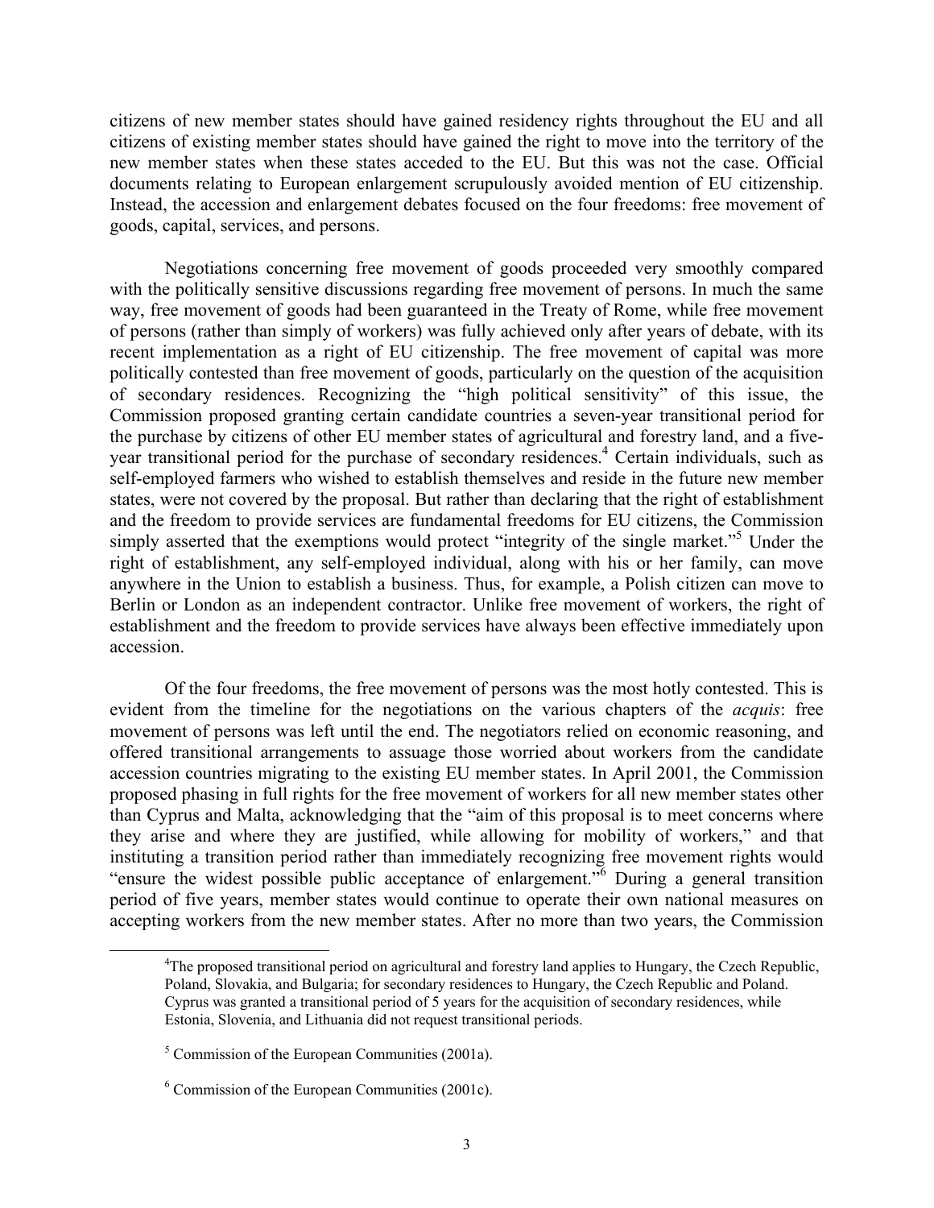citizens of new member states should have gained residency rights throughout the EU and all citizens of existing member states should have gained the right to move into the territory of the new member states when these states acceded to the EU. But this was not the case. Official documents relating to European enlargement scrupulously avoided mention of EU citizenship. Instead, the accession and enlargement debates focused on the four freedoms: free movement of goods, capital, services, and persons.

Negotiations concerning free movement of goods proceeded very smoothly compared with the politically sensitive discussions regarding free movement of persons. In much the same way, free movement of goods had been guaranteed in the Treaty of Rome, while free movement of persons (rather than simply of workers) was fully achieved only after years of debate, with its recent implementation as a right of EU citizenship. The free movement of capital was more politically contested than free movement of goods, particularly on the question of the acquisition of secondary residences. Recognizing the "high political sensitivity" of this issue, the Commission proposed granting certain candidate countries a seven-year transitional period for the purchase by citizens of other EU member states of agricultural and forestry land, and a five-year transitional period for the purchase of secondary residences.[4] Certain individuals, such as self-employed farmers who wished to establish themselves and reside in the future new member states, were not covered by the proposal. But rather than declaring that the right of establishment and the freedom to provide services are fundamental freedoms for EU citizens, the Commission simply asserted that the exemptions would protect "integrity of the single market."[5] Under the right of establishment, any self-employed individual, along with his or her family, can move anywhere in the Union to establish a business. Thus, for example, a Polish citizen can move to Berlin or London as an independent contractor. Unlike free movement of workers, the right of establishment and the freedom to provide services have always been effective immediately upon accession.

Of the four freedoms, the free movement of persons was the most hotly contested. This is evident from the timeline for the negotiations on the various chapters of the *acquis*: free movement of persons was left until the end. The negotiators relied on economic reasoning, and offered transitional arrangements to assuage those worried about workers from the candidate accession countries migrating to the existing EU member states. In April 2001, the Commission proposed phasing in full rights for the free movement of workers for all new member states other than Cyprus and Malta, acknowledging that the "aim of this proposal is to meet concerns where they arise and where they are justified, while allowing for mobility of workers," and that instituting a transition period rather than immediately recognizing free movement rights would "ensure the widest possible public acceptance of enlargement."[6] During a general transition period of five years, member states would continue to operate their own national measures on accepting workers from the new member states. After no more than two years, the Commission

[4] The proposed transitional period on agricultural and forestry land applies to Hungary, the Czech Republic, Poland, Slovakia, and Bulgaria; for secondary residences to Hungary, the Czech Republic and Poland. Cyprus was granted a transitional period of 5 years for the acquisition of secondary residences, while Estonia, Slovenia, and Lithuania did not request transitional periods.

[5] Commission of the European Communities (2001a).

[6] Commission of the European Communities (2001c).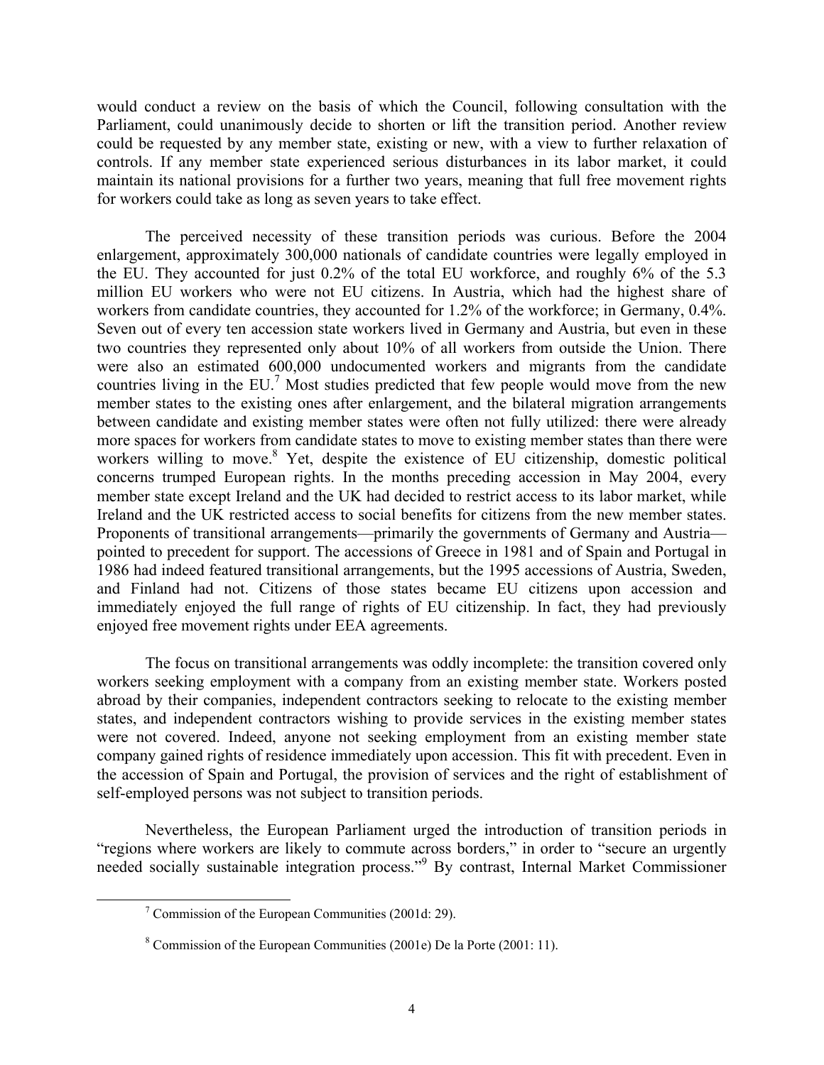would conduct a review on the basis of which the Council, following consultation with the Parliament, could unanimously decide to shorten or lift the transition period. Another review could be requested by any member state, existing or new, with a view to further relaxation of controls. If any member state experienced serious disturbances in its labor market, it could maintain its national provisions for a further two years, meaning that full free movement rights for workers could take as long as seven years to take effect.

The perceived necessity of these transition periods was curious. Before the 2004 enlargement, approximately 300,000 nationals of candidate countries were legally employed in the EU. They accounted for just 0.2% of the total EU workforce, and roughly 6% of the 5.3 million EU workers who were not EU citizens. In Austria, which had the highest share of workers from candidate countries, they accounted for 1.2% of the workforce; in Germany, 0.4%. Seven out of every ten accession state workers lived in Germany and Austria, but even in these two countries they represented only about 10% of all workers from outside the Union. There were also an estimated 600,000 undocumented workers and migrants from the candidate countries living in the EU.[7] Most studies predicted that few people would move from the new member states to the existing ones after enlargement, and the bilateral migration arrangements between candidate and existing member states were often not fully utilized: there were already more spaces for workers from candidate states to move to existing member states than there were workers willing to move.[8] Yet, despite the existence of EU citizenship, domestic political concerns trumped European rights. In the months preceding accession in May 2004, every member state except Ireland and the UK had decided to restrict access to its labor market, while Ireland and the UK restricted access to social benefits for citizens from the new member states. Proponents of transitional arrangements—primarily the governments of Germany and Austria—pointed to precedent for support. The accessions of Greece in 1981 and of Spain and Portugal in 1986 had indeed featured transitional arrangements, but the 1995 accessions of Austria, Sweden, and Finland had not. Citizens of those states became EU citizens upon accession and immediately enjoyed the full range of rights of EU citizenship. In fact, they had previously enjoyed free movement rights under EEA agreements.

The focus on transitional arrangements was oddly incomplete: the transition covered only workers seeking employment with a company from an existing member state. Workers posted abroad by their companies, independent contractors seeking to relocate to the existing member states, and independent contractors wishing to provide services in the existing member states were not covered. Indeed, anyone not seeking employment from an existing member state company gained rights of residence immediately upon accession. This fit with precedent. Even in the accession of Spain and Portugal, the provision of services and the right of establishment of self-employed persons was not subject to transition periods.

Nevertheless, the European Parliament urged the introduction of transition periods in "regions where workers are likely to commute across borders," in order to "secure an urgently needed socially sustainable integration process."[9] By contrast, Internal Market Commissioner

---

[7] Commission of the European Communities (2001d: 29).

[8] Commission of the European Communities (2001e) De la Porte (2001: 11).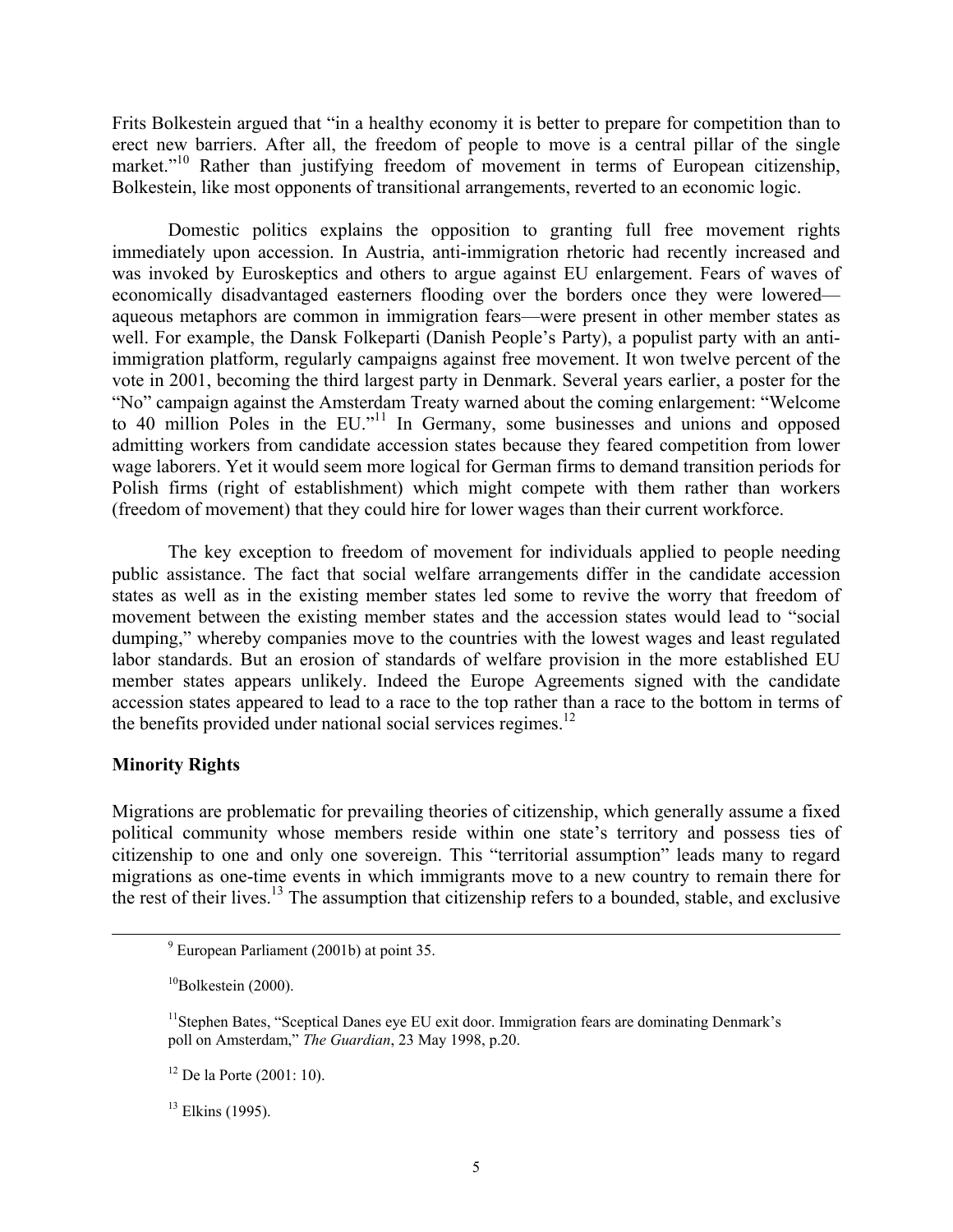Frits Bolkestein argued that "in a healthy economy it is better to prepare for competition than to erect new barriers. After all, the freedom of people to move is a central pillar of the single market."[10] Rather than justifying freedom of movement in terms of European citizenship, Bolkestein, like most opponents of transitional arrangements, reverted to an economic logic.

Domestic politics explains the opposition to granting full free movement rights immediately upon accession. In Austria, anti-immigration rhetoric had recently increased and was invoked by Euroskeptics and others to argue against EU enlargement. Fears of waves of economically disadvantaged easterners flooding over the borders once they were lowered—aqueous metaphors are common in immigration fears—were present in other member states as well. For example, the Dansk Folkeparti (Danish People's Party), a populist party with an anti-immigration platform, regularly campaigns against free movement. It won twelve percent of the vote in 2001, becoming the third largest party in Denmark. Several years earlier, a poster for the "No" campaign against the Amsterdam Treaty warned about the coming enlargement: "Welcome to 40 million Poles in the EU."[11] In Germany, some businesses and unions and opposed admitting workers from candidate accession states because they feared competition from lower wage laborers. Yet it would seem more logical for German firms to demand transition periods for Polish firms (right of establishment) which might compete with them rather than workers (freedom of movement) that they could hire for lower wages than their current workforce.

The key exception to freedom of movement for individuals applied to people needing public assistance. The fact that social welfare arrangements differ in the candidate accession states as well as in the existing member states led some to revive the worry that freedom of movement between the existing member states and the accession states would lead to "social dumping," whereby companies move to the countries with the lowest wages and least regulated labor standards. But an erosion of standards of welfare provision in the more established EU member states appears unlikely. Indeed the Europe Agreements signed with the candidate accession states appeared to lead to a race to the top rather than a race to the bottom in terms of the benefits provided under national social services regimes.[12]

### Minority Rights

Migrations are problematic for prevailing theories of citizenship, which generally assume a fixed political community whose members reside within one state's territory and possess ties of citizenship to one and only one sovereign. This "territorial assumption" leads many to regard migrations as one-time events in which immigrants move to a new country to remain there for the rest of their lives.[13] The assumption that citizenship refers to a bounded, stable, and exclusive

---

[9] European Parliament (2001b) at point 35.

[10] Bolkestein (2000).

[11] Stephen Bates, "Sceptical Danes eye EU exit door. Immigration fears are dominating Denmark's poll on Amsterdam," *The Guardian*, 23 May 1998, p.20.

[12] De la Porte (2001: 10).

[13] Elkins (1995).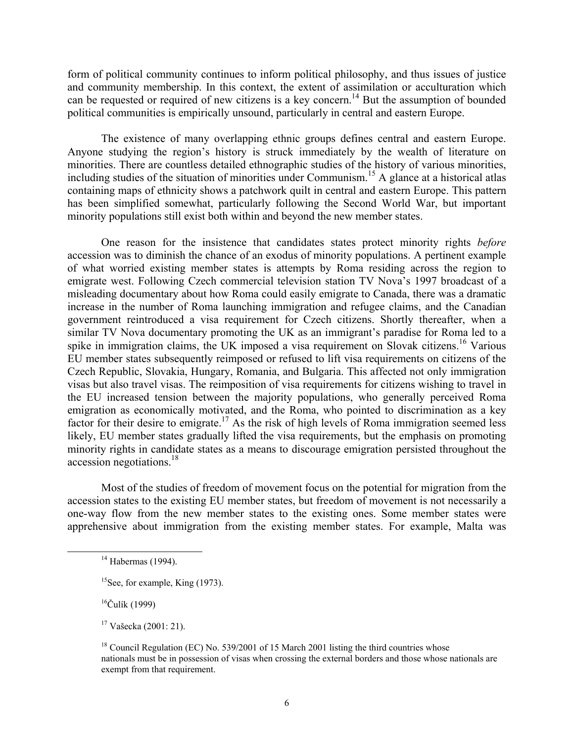form of political community continues to inform political philosophy, and thus issues of justice and community membership. In this context, the extent of assimilation or acculturation which can be requested or required of new citizens is a key concern.[14] But the assumption of bounded political communities is empirically unsound, particularly in central and eastern Europe.

The existence of many overlapping ethnic groups defines central and eastern Europe. Anyone studying the region's history is struck immediately by the wealth of literature on minorities. There are countless detailed ethnographic studies of the history of various minorities, including studies of the situation of minorities under Communism.[15] A glance at a historical atlas containing maps of ethnicity shows a patchwork quilt in central and eastern Europe. This pattern has been simplified somewhat, particularly following the Second World War, but important minority populations still exist both within and beyond the new member states.

One reason for the insistence that candidates states protect minority rights *before* accession was to diminish the chance of an exodus of minority populations. A pertinent example of what worried existing member states is attempts by Roma residing across the region to emigrate west. Following Czech commercial television station TV Nova's 1997 broadcast of a misleading documentary about how Roma could easily emigrate to Canada, there was a dramatic increase in the number of Roma launching immigration and refugee claims, and the Canadian government reintroduced a visa requirement for Czech citizens. Shortly thereafter, when a similar TV Nova documentary promoting the UK as an immigrant's paradise for Roma led to a spike in immigration claims, the UK imposed a visa requirement on Slovak citizens.[16] Various EU member states subsequently reimposed or refused to lift visa requirements on citizens of the Czech Republic, Slovakia, Hungary, Romania, and Bulgaria. This affected not only immigration visas but also travel visas. The reimposition of visa requirements for citizens wishing to travel in the EU increased tension between the majority populations, who generally perceived Roma emigration as economically motivated, and the Roma, who pointed to discrimination as a key factor for their desire to emigrate.[17] As the risk of high levels of Roma immigration seemed less likely, EU member states gradually lifted the visa requirements, but the emphasis on promoting minority rights in candidate states as a means to discourage emigration persisted throughout the accession negotiations.[18]

Most of the studies of freedom of movement focus on the potential for migration from the accession states to the existing EU member states, but freedom of movement is not necessarily a one-way flow from the new member states to the existing ones. Some member states were apprehensive about immigration from the existing member states. For example, Malta was

[14] Habermas (1994).

[15] See, for example, King (1973).

[16] Čulík (1999)

[17] Vašecka (2001: 21).

[18] Council Regulation (EC) No. 539/2001 of 15 March 2001 listing the third countries whose nationals must be in possession of visas when crossing the external borders and those whose nationals are exempt from that requirement.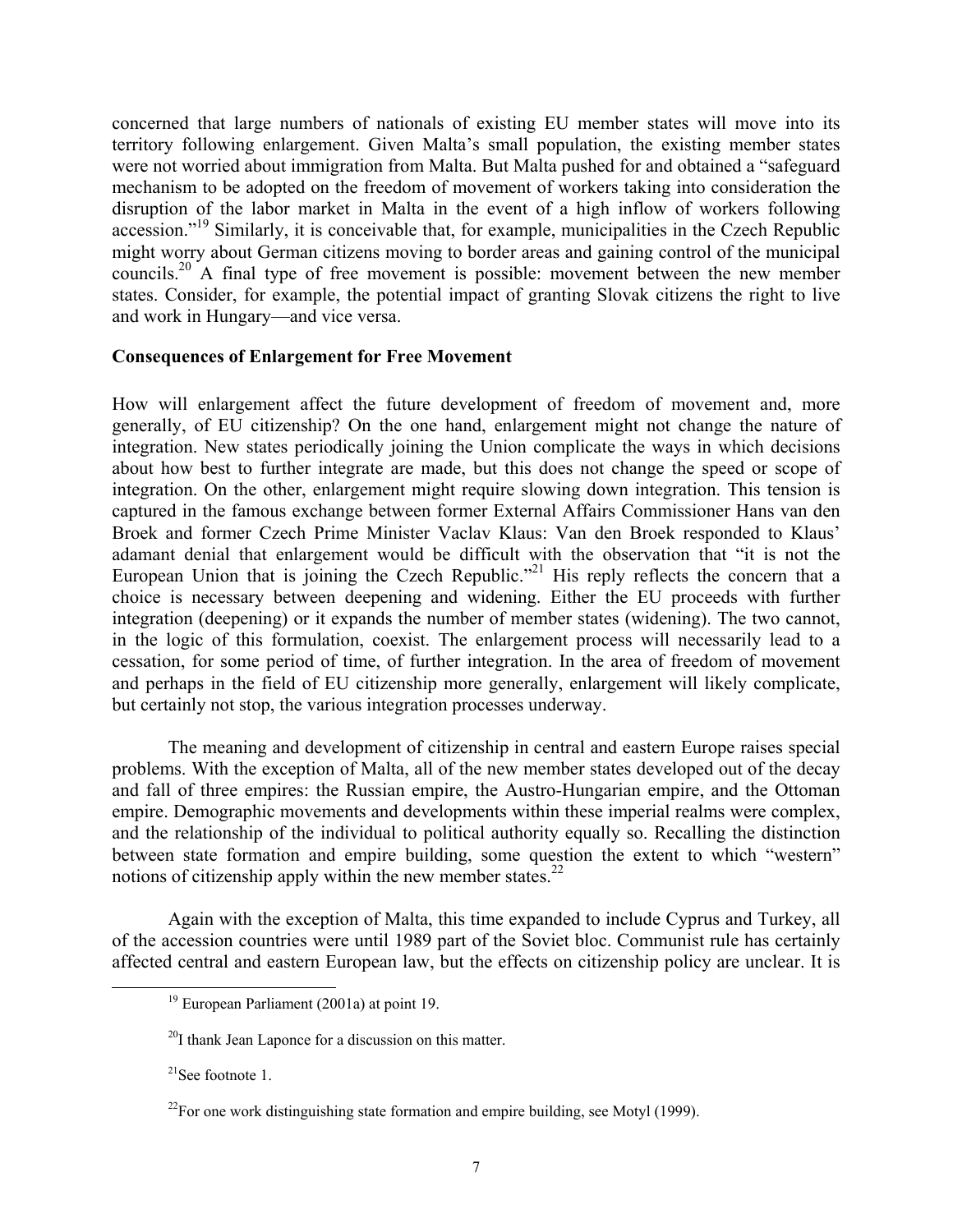concerned that large numbers of nationals of existing EU member states will move into its territory following enlargement. Given Malta's small population, the existing member states were not worried about immigration from Malta. But Malta pushed for and obtained a "safeguard mechanism to be adopted on the freedom of movement of workers taking into consideration the disruption of the labor market in Malta in the event of a high inflow of workers following accession."[19] Similarly, it is conceivable that, for example, municipalities in the Czech Republic might worry about German citizens moving to border areas and gaining control of the municipal councils.[20] A final type of free movement is possible: movement between the new member states. Consider, for example, the potential impact of granting Slovak citizens the right to live and work in Hungary—and vice versa.

**Consequences of Enlargement for Free Movement**

How will enlargement affect the future development of freedom of movement and, more generally, of EU citizenship? On the one hand, enlargement might not change the nature of integration. New states periodically joining the Union complicate the ways in which decisions about how best to further integrate are made, but this does not change the speed or scope of integration. On the other, enlargement might require slowing down integration. This tension is captured in the famous exchange between former External Affairs Commissioner Hans van den Broek and former Czech Prime Minister Vaclav Klaus: Van den Broek responded to Klaus' adamant denial that enlargement would be difficult with the observation that "it is not the European Union that is joining the Czech Republic."[21] His reply reflects the concern that a choice is necessary between deepening and widening. Either the EU proceeds with further integration (deepening) or it expands the number of member states (widening). The two cannot, in the logic of this formulation, coexist. The enlargement process will necessarily lead to a cessation, for some period of time, of further integration. In the area of freedom of movement and perhaps in the field of EU citizenship more generally, enlargement will likely complicate, but certainly not stop, the various integration processes underway.

The meaning and development of citizenship in central and eastern Europe raises special problems. With the exception of Malta, all of the new member states developed out of the decay and fall of three empires: the Russian empire, the Austro-Hungarian empire, and the Ottoman empire. Demographic movements and developments within these imperial realms were complex, and the relationship of the individual to political authority equally so. Recalling the distinction between state formation and empire building, some question the extent to which "western" notions of citizenship apply within the new member states.[22]

Again with the exception of Malta, this time expanded to include Cyprus and Turkey, all of the accession countries were until 1989 part of the Soviet bloc. Communist rule has certainly affected central and eastern European law, but the effects on citizenship policy are unclear. It is

---

[19] European Parliament (2001a) at point 19.

[20] I thank Jean Laponce for a discussion on this matter.

[21] See footnote 1.

[22] For one work distinguishing state formation and empire building, see Motyl (1999).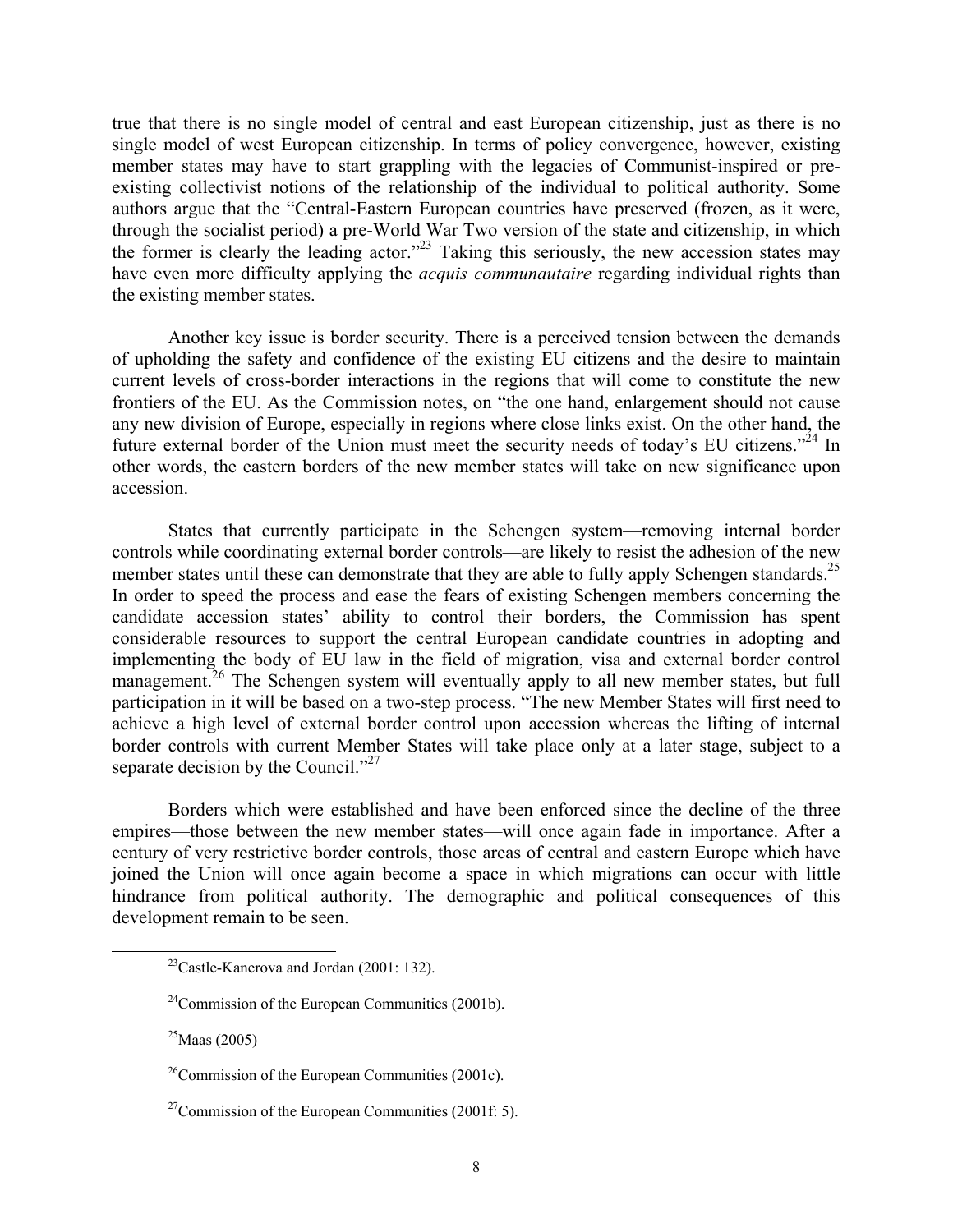true that there is no single model of central and east European citizenship, just as there is no single model of west European citizenship. In terms of policy convergence, however, existing member states may have to start grappling with the legacies of Communist-inspired or pre-existing collectivist notions of the relationship of the individual to political authority. Some authors argue that the "Central-Eastern European countries have preserved (frozen, as it were, through the socialist period) a pre-World War Two version of the state and citizenship, in which the former is clearly the leading actor."[23] Taking this seriously, the new accession states may have even more difficulty applying the *acquis communautaire* regarding individual rights than the existing member states.

Another key issue is border security. There is a perceived tension between the demands of upholding the safety and confidence of the existing EU citizens and the desire to maintain current levels of cross-border interactions in the regions that will come to constitute the new frontiers of the EU. As the Commission notes, on "the one hand, enlargement should not cause any new division of Europe, especially in regions where close links exist. On the other hand, the future external border of the Union must meet the security needs of today's EU citizens."[24] In other words, the eastern borders of the new member states will take on new significance upon accession.

States that currently participate in the Schengen system—removing internal border controls while coordinating external border controls—are likely to resist the adhesion of the new member states until these can demonstrate that they are able to fully apply Schengen standards.[25] In order to speed the process and ease the fears of existing Schengen members concerning the candidate accession states' ability to control their borders, the Commission has spent considerable resources to support the central European candidate countries in adopting and implementing the body of EU law in the field of migration, visa and external border control management.[26] The Schengen system will eventually apply to all new member states, but full participation in it will be based on a two-step process. "The new Member States will first need to achieve a high level of external border control upon accession whereas the lifting of internal border controls with current Member States will take place only at a later stage, subject to a separate decision by the Council."[27]

Borders which were established and have been enforced since the decline of the three empires—those between the new member states—will once again fade in importance. After a century of very restrictive border controls, those areas of central and eastern Europe which have joined the Union will once again become a space in which migrations can occur with little hindrance from political authority. The demographic and political consequences of this development remain to be seen.

[23] Castle-Kanerova and Jordan (2001: 132).

[24] Commission of the European Communities (2001b).

[25] Maas (2005)

[26] Commission of the European Communities (2001c).

[27] Commission of the European Communities (2001f: 5).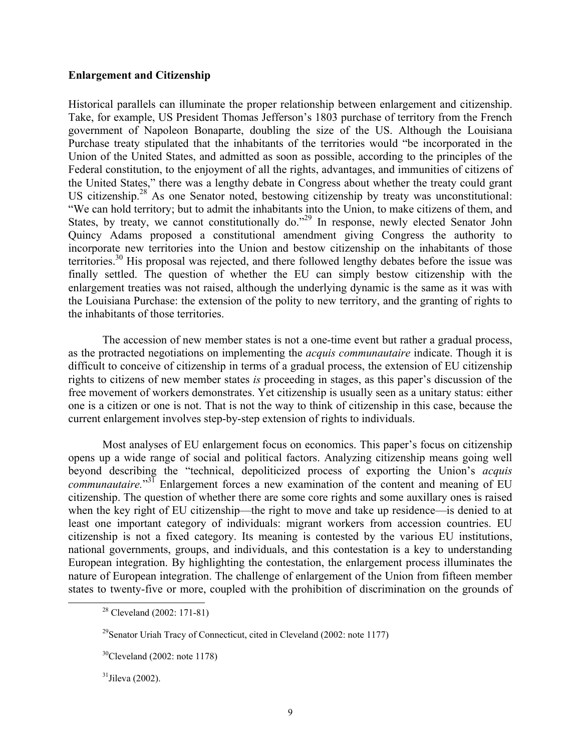### Enlargement and Citizenship

Historical parallels can illuminate the proper relationship between enlargement and citizenship. Take, for example, US President Thomas Jefferson's 1803 purchase of territory from the French government of Napoleon Bonaparte, doubling the size of the US. Although the Louisiana Purchase treaty stipulated that the inhabitants of the territories would "be incorporated in the Union of the United States, and admitted as soon as possible, according to the principles of the Federal constitution, to the enjoyment of all the rights, advantages, and immunities of citizens of the United States," there was a lengthy debate in Congress about whether the treaty could grant US citizenship.[28] As one Senator noted, bestowing citizenship by treaty was unconstitutional: "We can hold territory; but to admit the inhabitants into the Union, to make citizens of them, and States, by treaty, we cannot constitutionally do."[29] In response, newly elected Senator John Quincy Adams proposed a constitutional amendment giving Congress the authority to incorporate new territories into the Union and bestow citizenship on the inhabitants of those territories.[30] His proposal was rejected, and there followed lengthy debates before the issue was finally settled. The question of whether the EU can simply bestow citizenship with the enlargement treaties was not raised, although the underlying dynamic is the same as it was with the Louisiana Purchase: the extension of the polity to new territory, and the granting of rights to the inhabitants of those territories.

The accession of new member states is not a one-time event but rather a gradual process, as the protracted negotiations on implementing the *acquis communautaire* indicate. Though it is difficult to conceive of citizenship in terms of a gradual process, the extension of EU citizenship rights to citizens of new member states *is* proceeding in stages, as this paper's discussion of the free movement of workers demonstrates. Yet citizenship is usually seen as a unitary status: either one is a citizen or one is not. That is not the way to think of citizenship in this case, because the current enlargement involves step-by-step extension of rights to individuals.

Most analyses of EU enlargement focus on economics. This paper's focus on citizenship opens up a wide range of social and political factors. Analyzing citizenship means going well beyond describing the "technical, depoliticized process of exporting the Union's *acquis communautaire.*"[31] Enlargement forces a new examination of the content and meaning of EU citizenship. The question of whether there are some core rights and some auxillary ones is raised when the key right of EU citizenship—the right to move and take up residence—is denied to at least one important category of individuals: migrant workers from accession countries. EU citizenship is not a fixed category. Its meaning is contested by the various EU institutions, national governments, groups, and individuals, and this contestation is a key to understanding European integration. By highlighting the contestation, the enlargement process illuminates the nature of European integration. The challenge of enlargement of the Union from fifteen member states to twenty-five or more, coupled with the prohibition of discrimination on the grounds of

[28] Cleveland (2002: 171-81)

[29] Senator Uriah Tracy of Connecticut, cited in Cleveland (2002: note 1177)

[30] Cleveland (2002: note 1178)

[31] Jileva (2002).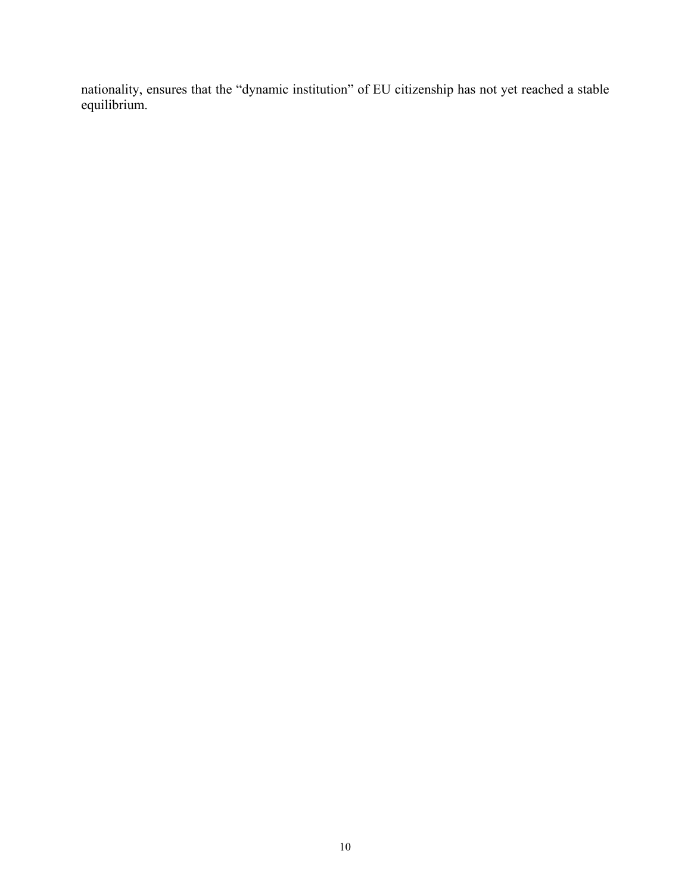nationality, ensures that the "dynamic institution" of EU citizenship has not yet reached a stable equilibrium.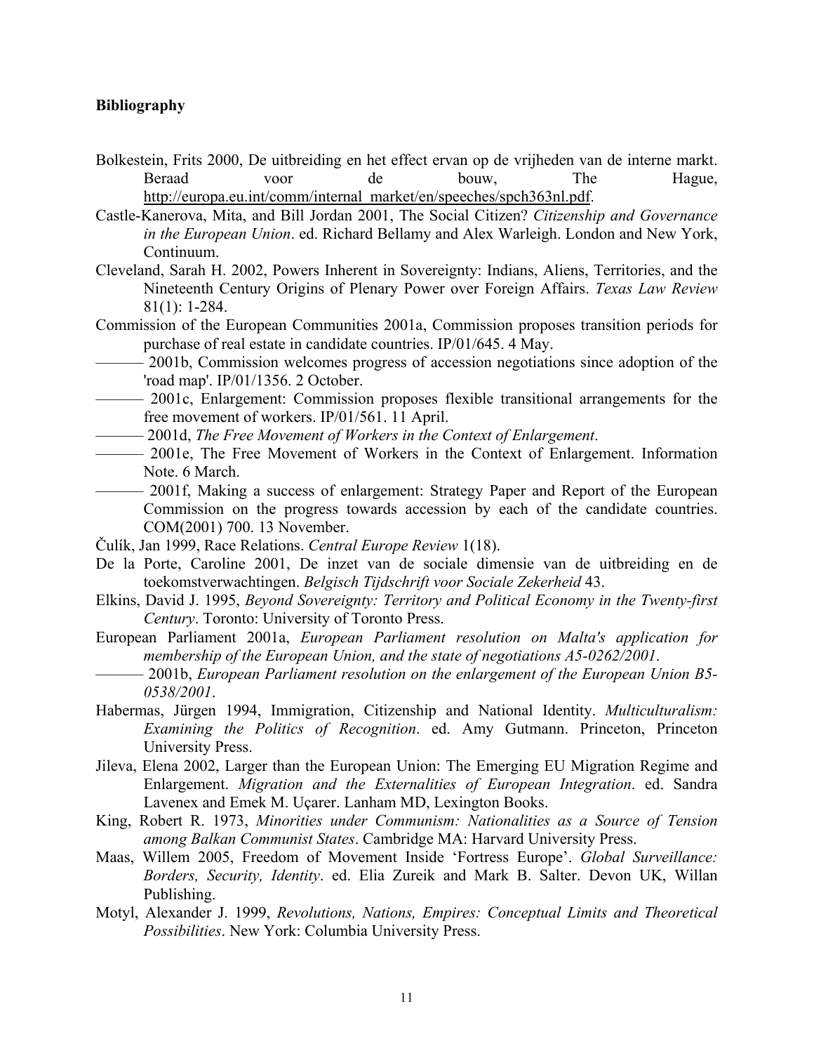**Bibliography**

Bolkestein, Frits 2000, De uitbreiding en het effect ervan op de vrijheden van de interne markt. Beraad voor de bouw, The Hague, http://europa.eu.int/comm/internal_market/en/speeches/spch363nl.pdf.

Castle-Kanerova, Mita, and Bill Jordan 2001, The Social Citizen? *Citizenship and Governance in the European Union*. ed. Richard Bellamy and Alex Warleigh. London and New York, Continuum.

Cleveland, Sarah H. 2002, Powers Inherent in Sovereignty: Indians, Aliens, Territories, and the Nineteenth Century Origins of Plenary Power over Foreign Affairs. *Texas Law Review* 81(1): 1-284.

Commission of the European Communities 2001a, Commission proposes transition periods for purchase of real estate in candidate countries. IP/01/645. 4 May.

——— 2001b, Commission welcomes progress of accession negotiations since adoption of the 'road map'. IP/01/1356. 2 October.

——— 2001c, Enlargement: Commission proposes flexible transitional arrangements for the free movement of workers. IP/01/561. 11 April.

——— 2001d, *The Free Movement of Workers in the Context of Enlargement*.

——— 2001e, The Free Movement of Workers in the Context of Enlargement. Information Note. 6 March.

——— 2001f, Making a success of enlargement: Strategy Paper and Report of the European Commission on the progress towards accession by each of the candidate countries. COM(2001) 700. 13 November.

Čulík, Jan 1999, Race Relations. *Central Europe Review* 1(18).

De la Porte, Caroline 2001, De inzet van de sociale dimensie van de uitbreiding en de toekomstverwachtingen. *Belgisch Tijdschrift voor Sociale Zekerheid* 43.

Elkins, David J. 1995, *Beyond Sovereignty: Territory and Political Economy in the Twenty-first Century*. Toronto: University of Toronto Press.

European Parliament 2001a, *European Parliament resolution on Malta's application for membership of the European Union, and the state of negotiations A5-0262/2001*.

——— 2001b, *European Parliament resolution on the enlargement of the European Union B5-0538/2001*.

Habermas, Jürgen 1994, Immigration, Citizenship and National Identity. *Multiculturalism: Examining the Politics of Recognition*. ed. Amy Gutmann. Princeton, Princeton University Press.

Jileva, Elena 2002, Larger than the European Union: The Emerging EU Migration Regime and Enlargement. *Migration and the Externalities of European Integration*. ed. Sandra Lavenex and Emek M. Uçarer. Lanham MD, Lexington Books.

King, Robert R. 1973, *Minorities under Communism: Nationalities as a Source of Tension among Balkan Communist States*. Cambridge MA: Harvard University Press.

Maas, Willem 2005, Freedom of Movement Inside 'Fortress Europe'. *Global Surveillance: Borders, Security, Identity*. ed. Elia Zureik and Mark B. Salter. Devon UK, Willan Publishing.

Motyl, Alexander J. 1999, *Revolutions, Nations, Empires: Conceptual Limits and Theoretical Possibilities*. New York: Columbia University Press.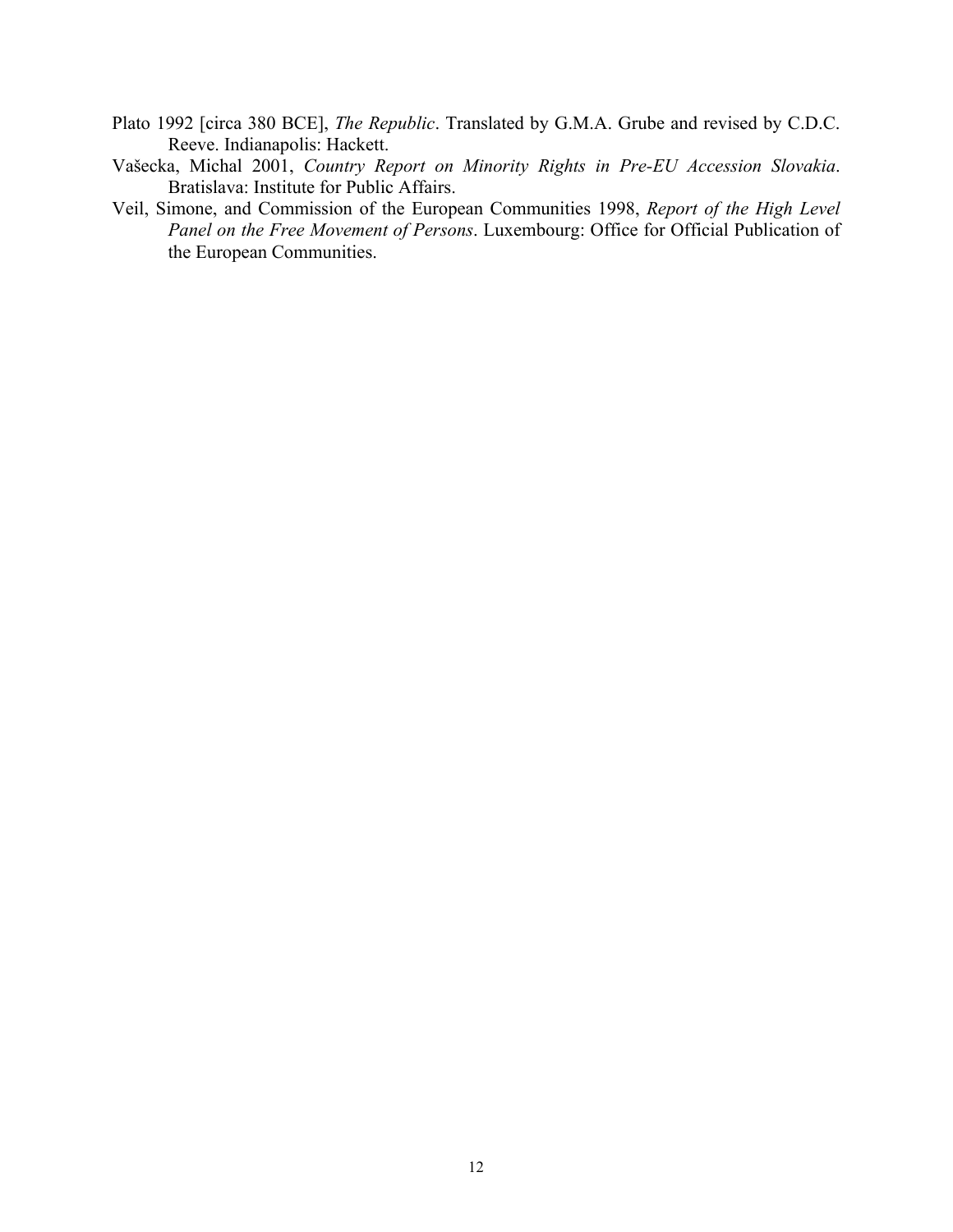Plato 1992 [circa 380 BCE], *The Republic*. Translated by G.M.A. Grube and revised by C.D.C. Reeve. Indianapolis: Hackett.

Vašecka, Michal 2001, *Country Report on Minority Rights in Pre-EU Accession Slovakia*. Bratislava: Institute for Public Affairs.

Veil, Simone, and Commission of the European Communities 1998, *Report of the High Level Panel on the Free Movement of Persons*. Luxembourg: Office for Official Publication of the European Communities.